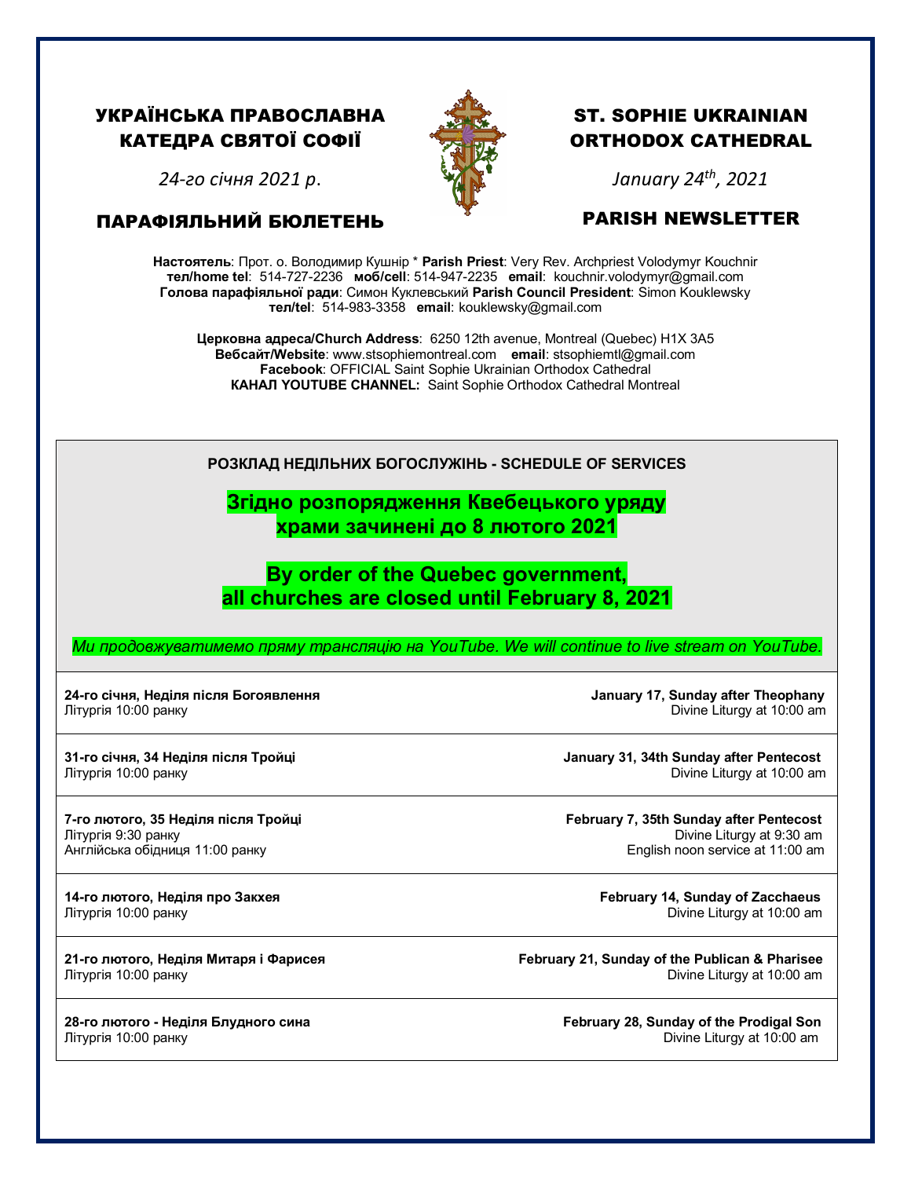# УКРАЇНСЬКА ПРАВОСЛАВНА КАТЕДРА СВЯТОЇ СОФІЇ

*24-го січня 2021 р.*

## ПАРАФІЯЛЬНИЙ БЮЛЕТЕНЬ

# ST. SOPHIE UKRAINIAN ORTHODOX CATHEDRAL

*January 24th, 2021*

## PARISH NEWSLETTER

**Настоятель**: Прот. о. Володимир Кушнір * **Parish Priest**: Very Rev. Archpriest Volodymyr Kouchnir
**тел/home tel**: 514-727-2236 **моб/cell**: 514-947-2235 **email**: kouchnir.volodymyr@gmail.com
**Голова парафіяльної ради**: Симон Куклевський **Parish Council President**: Simon Kouklewsky
**тел/tel**: 514-983-3358 **email**: kouklewsky@gmail.com

**Церковна адреса/Church Address**: 6250 12th avenue, Montreal (Quebec) H1X 3A5
**Вебсайт/Website**: www.stsophiemontreal.com **email**: stsophiemtl@gmail.com
**Facebook**: OFFICIAL Saint Sophie Ukrainian Orthodox Cathedral
**КАНАЛ YOUTUBE CHANNEL:** Saint Sophie Orthodox Cathedral Montreal

**РОЗКЛАД НЕДІЛЬНИХ БОГОСЛУЖІНЬ - SCHEDULE OF SERVICES**

**Згідно розпорядження Квебецького уряду храми зачинені до 8 лютого 2021**

**By order of the Quebec government, all churches are closed until February 8, 2021**

*Ми продовжуватимемо пряму трансляцію на YouTube. We will continue to live stream on YouTube.*

| | |
|---|---|
| **24-го січня, Неділя після Богоявлення**<br>Літургія 10:00 ранку | **January 17, Sunday after Theophany**<br>Divine Liturgy at 10:00 am |
| **31-го січня, 34 Неділя після Тройці**<br>Літургія 10:00 ранку | **January 31, 34th Sunday after Pentecost**<br>Divine Liturgy at 10:00 am |
| **7-го лютого, 35 Неділя після Тройці**<br>Літургія 9:30 ранку<br>Англійська обідниця 11:00 ранку | **February 7, 35th Sunday after Pentecost**<br>Divine Liturgy at 9:30 am<br>English noon service at 11:00 am |
| **14-го лютого, Неділя про Закхея**<br>Літургія 10:00 ранку | **February 14, Sunday of Zacchaeus**<br>Divine Liturgy at 10:00 am |
| **21-го лютого, Неділя Митаря і Фарисея**<br>Літургія 10:00 ранку | **February 21, Sunday of the Publican & Pharisee**<br>Divine Liturgy at 10:00 am |
| **28-го лютого - Неділя Блудного сина**<br>Літургія 10:00 ранку | **February 28, Sunday of the Prodigal Son**<br>Divine Liturgy at 10:00 am |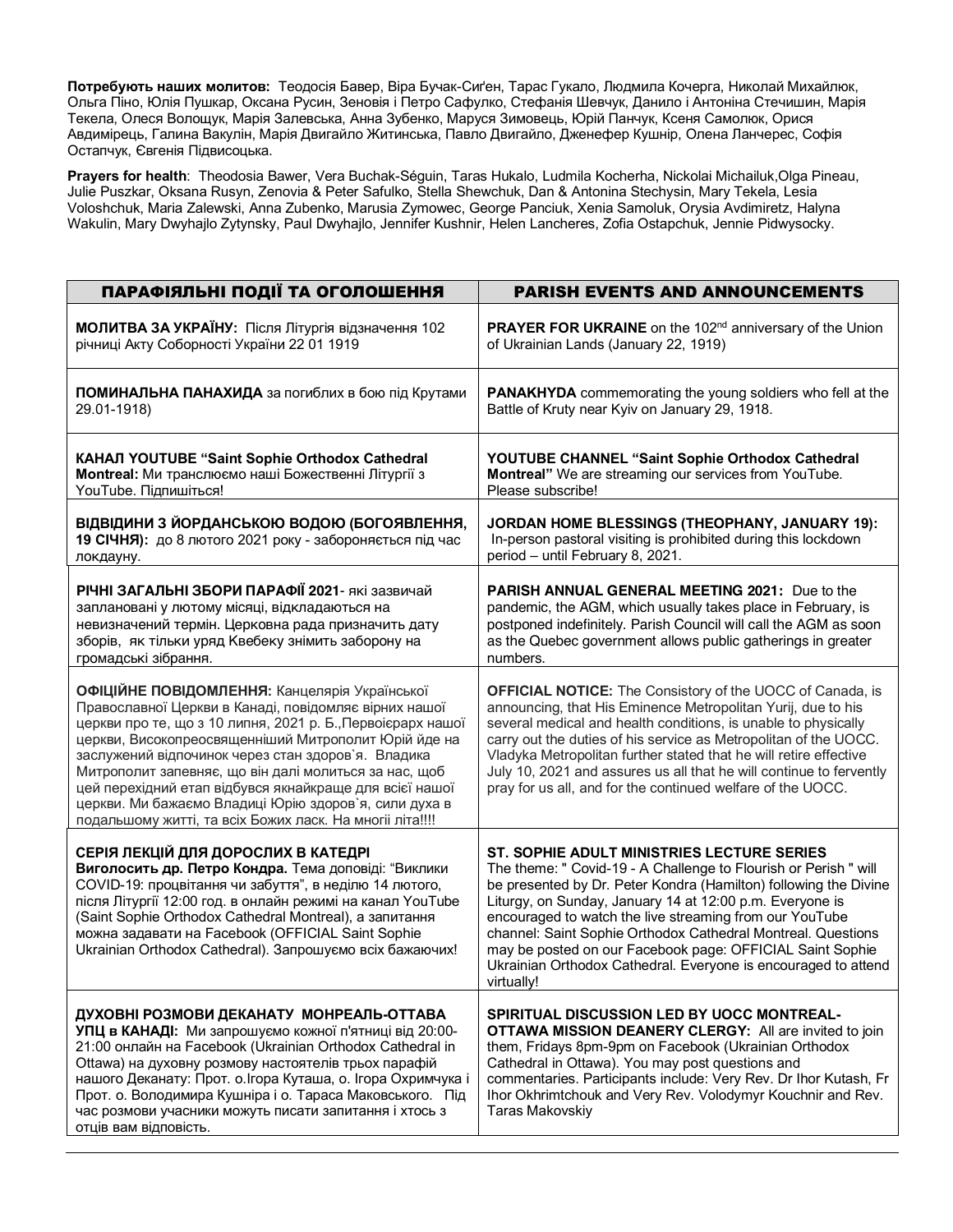**Потребують наших молитов:** Теодосія Бавер, Віра Бучак-Сиґен, Тарас Гукало, Людмила Кочерга, Николай Михайлюк, Ольга Піно, Юлія Пушкар, Оксана Русин, Зеновія і Петро Сафулко, Стефанія Шевчук, Данило і Антоніна Стечишин, Марія Текела, Олеся Волощук, Марія Залевська, Анна Зубенко, Маруся Зимовець, Юрій Панчук, Ксеня Самолюк, Орися Авдимірець, Галина Вакулін, Марія Двигайло Житинська, Павло Двигайло, Дженефер Кушнір, Олена Ланчерес, Софія Остапчук, Євгенія Підвисоцька.

**Prayers for health**: Theodosia Bawer, Vera Buchak-Séguin, Taras Hukalo, Ludmila Kocherha, Nickolai Michailuk,Olga Pineau, Julie Puszkar, Oksana Rusyn, Zenovia & Peter Safulko, Stella Shewchuk, Dan & Antonina Stechysin, Mary Tekela, Lesia Voloshchuk, Maria Zalewski, Anna Zubenko, Marusia Zymowec, George Panciuk, Xenia Samoluk, Orysia Avdimiretz, Halyna Wakulin, Mary Dwyhajlo Zytynsky, Paul Dwyhajlo, Jennifer Kushnir, Helen Lancheres, Zofia Ostapchuk, Jennie Pidwysocky.

| ПАРАФІЯЛЬНІ ПОДІЇ ТА ОГОЛОШЕННЯ | PARISH EVENTS AND ANNOUNCEMENTS |
|---|---|
| **МОЛИТВА ЗА УКРАЇНУ:** Після Літургія відзначення 102 річниці Акту Соборності України 22 01 1919 | **PRAYER FOR UKRAINE** on the 102nd anniversary of the Union of Ukrainian Lands (January 22, 1919) |
| **ПОМИНАЛЬНА ПАНАХИДА** за погиблих в бою під Крутами 29.01-1918) | **PANAKHYDA** commemorating the young soldiers who fell at the Battle of Kruty near Kyiv on January 29, 1918. |
| **КАНАЛ YOUTUBE "Saint Sophie Orthodox Cathedral Montreal:** Ми транслюємо наші Божественні Літургії з YouTube. Підпишіться! | **YOUTUBE CHANNEL "Saint Sophie Orthodox Cathedral Montreal"** We are streaming our services from YouTube. Please subscribe! |
| **ВІДВІДИНИ З ЙОРДАНСЬКОЮ ВОДОЮ (БОГОЯВЛЕННЯ, 19 СІЧНЯ):** до 8 лютого 2021 року - забороняється під час локдауну. | **JORDAN HOME BLESSINGS (THEOPHANY, JANUARY 19):** In-person pastoral visiting is prohibited during this lockdown period – until February 8, 2021. |
| **РІЧНІ ЗАГАЛЬНІ ЗБОРИ ПАРАФІЇ 2021**- які зазвичай заплановані у лютому місяці, відкладаються на невизначений термін. Церковна рада призначить дату зборів, як тільки уряд Квебеку знімить заборону на громадські зібрання. | **PARISH ANNUAL GENERAL MEETING 2021:** Due to the pandemic, the AGM, which usually takes place in February, is postponed indefinitely. Parish Council will call the AGM as soon as the Quebec government allows public gatherings in greater numbers. |
| **ОФІЦІЙНЕ ПОВІДОМЛЕННЯ:** Канцелярія Української Православної Церкви в Канаді, повідомляє вірних нашої церкви про те, що з 10 липня, 2021 р. Б.,Первоієрарх нашої церкви, Високопреосвященніший Митрополит Юрій йде на заслужений відпочинок через стан здоров`я. Владика Митрополит запевняє, що він далі молиться за нас, щоб цей перехідний етап відбувся якнайкраще для всієї нашої церкви. Ми бажаємо Владиці Юрію здоров`я, сили духа в подальшому житті, та всіх Божих ласк. На многії літа!!!! | **OFFICIAL NOTICE:** The Consistory of the UOCC of Canada, is announcing, that His Eminence Metropolitan Yurij, due to his several medical and health conditions, is unable to physically carry out the duties of his service as Metropolitan of the UOCC. Vladyka Metropolitan further stated that he will retire effective July 10, 2021 and assures us all that he will continue to fervently pray for us all, and for the continued welfare of the UOCC. |
| **СЕРІЯ ЛЕКЦІЙ ДЛЯ ДОРОСЛИХ В КАТЕДРІ** **Виголосить др. Петро Кондра.** Тема доповіді: "Виклики COVID-19: процвітання чи забуття", в неділю 14 лютого, після Літургії 12:00 год. в онлайн режимі на канал YouTube (Saint Sophie Orthodox Cathedral Montreal), а запитання можна задавати на Facebook (OFFICIAL Saint Sophie Ukrainian Orthodox Cathedral). Запрошуємо всіх бажаючих! | **ST. SOPHIE ADULT MINISTRIES LECTURE SERIES** The theme: " Covid-19 - A Challenge to Flourish or Perish " will be presented by Dr. Peter Kondra (Hamilton) following the Divine Liturgy, on Sunday, January 14 at 12:00 p.m. Everyone is encouraged to watch the live streaming from our YouTube channel: Saint Sophie Orthodox Cathedral Montreal. Questions may be posted on our Facebook page: OFFICIAL Saint Sophie Ukrainian Orthodox Cathedral. Everyone is encouraged to attend virtually! |
| **ДУХОВНІ РОЗМОВИ ДЕКАНАТУ МОНРЕАЛЬ-ОТТАВА УПЦ в КАНАДІ:** Ми запрошуємо кожної п'ятниці від 20:00-21:00 онлайн на Facebook (Ukrainian Orthodox Cathedral in Ottawa) на духовну розмову настоятелів трьох парафій нашого Деканату: Прот. о.Ігора Куташа, о. Ігора Охримчука і Прот. о. Володимира Кушніра і о. Тараса Маковського. Під час розмови учасники можуть писати запитання і хтось з отців вам відповість. | **SPIRITUAL DISCUSSION LED BY UOCC MONTREAL-OTTAWA MISSION DEANERY CLERGY:** All are invited to join them, Fridays 8pm-9pm on Facebook (Ukrainian Orthodox Cathedral in Ottawa). You may post questions and commentaries. Participants include: Very Rev. Dr Ihor Kutash, Fr Ihor Okhrimtchouk and Very Rev. Volodymyr Kouchnir and Rev. Taras Makovskiy |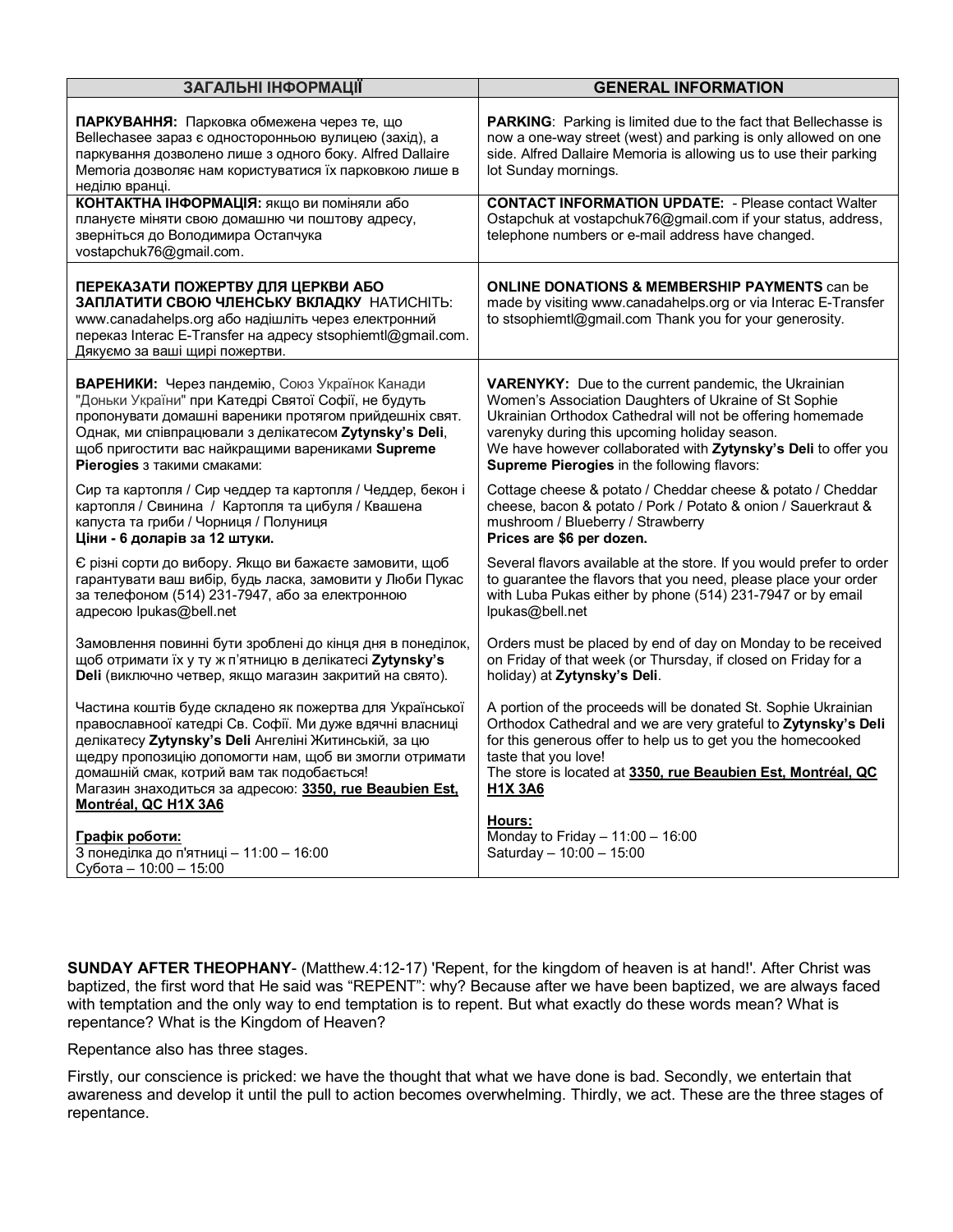| ЗАГАЛЬНІ ІНФОРМАЦІЇ | GENERAL INFORMATION |
|---|---|
| **ПАРКУВАННЯ:** Парковка обмежена через те, що Bellechasee зараз є односторонньою вулицею (захід), а паркування дозволено лише з одного боку. Alfred Dallaire Memoria дозволяє нам користуватися їх парковкою лише в неділю вранці. | **PARKING**: Parking is limited due to the fact that Bellechasse is now a one-way street (west) and parking is only allowed on one side. Alfred Dallaire Memoria is allowing us to use their parking lot Sunday mornings. |
| **КОНТАКТНА ІНФОРМАЦІЯ:** якщо ви поміняли або плануєте міняти свою домашню чи поштову адресу, зверніться до Володимира Остапчука vostapchuk76@gmail.com. | **CONTACT INFORMATION UPDATE:** - Please contact Walter Ostapchuk at vostapchuk76@gmail.com if your status, address, telephone numbers or e-mail address have changed. |
| **ПЕРЕКАЗАТИ ПОЖЕРТВУ ДЛЯ ЦЕРКВИ АБО ЗАПЛАТИТИ СВОЮ ЧЛЕНСЬКУ ВКЛАДКУ** НАТИСНІТЬ: www.canadahelps.org або надішліть через електронний переказ Interac E-Transfer на адресу stsophiemtl@gmail.com. Дякуємо за ваші щирі пожертви. | **ONLINE DONATIONS & MEMBERSHIP PAYMENTS** can be made by visiting www.canadahelps.org or via Interac E-Transfer to stsophiemtl@gmail.com Thank you for your generosity. |
| **ВАРЕНИКИ:** Через пандемію, Союз Українок Канади "Доньки України" при Катедрі Святої Софії, не будуть пропонувати домашні вареники протягом прийдешних свят. Однак, ми співпрацювали з делікатесом **Zytynsky's Deli**, щоб пригостити вас найкращими варениками **Supreme Pierogies** з такими смаками: | **VARENYKY:** Due to the current pandemic, the Ukrainian Women's Association Daughters of Ukraine of St Sophie Ukrainian Orthodox Cathedral will not be offering homemade varenyky during this upcoming holiday season. We have however collaborated with **Zytynsky's Deli** to offer you **Supreme Pierogies** in the following flavors: |
| Сир та картопля / Сир чеддер та картопля / Чеддер, бекон і картопля / Свинина / Картопля та цибуля / Квашена капуста та гриби / Чорниця / Полуниця **Ціни - 6 доларів за 12 штуки.** | Cottage cheese & potato / Cheddar cheese & potato / Cheddar cheese, bacon & potato / Pork / Potato & onion / Sauerkraut & mushroom / Blueberry / Strawberry **Prices are $6 per dozen.** |
| Є різні сорти до вибору. Якщо ви бажаєте замовити, щоб гарантувати ваш вибір, будь ласка, замовити у Люби Пукас за телефоном (514) 231-7947, або за електронною адресою lpukas@bell.net | Several flavors available at the store. If you would prefer to order to guarantee the flavors that you need, please place your order with Luba Pukas either by phone (514) 231-7947 or by email lpukas@bell.net |
| Замовлення повинні бути зроблені до кінця дня в понеділок, щоб отримати їх у ту ж п'ятницю в делікатесі **Zytynsky's Deli** (виключно четвер, якщо магазин закритий на свято). | Orders must be placed by end of day on Monday to be received on Friday of that week (or Thursday, if closed on Friday for a holiday) at **Zytynsky's Deli**. |
| Частина коштів буде складено як пожертва для Української православної катедри Св. Софії. Ми дуже вдячні власниці делікатесу **Zytynsky's Deli** Ангеліні Житинській, за цю щедру пропозицію допомогти нам, щоб ви змогли отримати домашній смак, котрий вам так подобається! Магазин знаходиться за адресою: **3350, rue Beaubien Est, Montréal, QC H1X 3A6** **Графік роботи:** З понеділка до п'ятниці – 11:00 – 16:00 Субота – 10:00 – 15:00 | A portion of the proceeds will be donated St. Sophie Ukrainian Orthodox Cathedral and we are very grateful to **Zytynsky's Deli** for this generous offer to help us to get you the homecooked taste that you love! The store is located at **3350, rue Beaubien Est, Montréal, QC H1X 3A6** **Hours:** Monday to Friday – 11:00 – 16:00 Saturday – 10:00 – 15:00 |

**SUNDAY AFTER THEOPHANY**- (Matthew.4:12-17) 'Repent, for the kingdom of heaven is at hand!'. After Christ was baptized, the first word that He said was "REPENT": why? Because after we have been baptized, we are always faced with temptation and the only way to end temptation is to repent. But what exactly do these words mean? What is repentance? What is the Kingdom of Heaven?

Repentance also has three stages.

Firstly, our conscience is pricked: we have the thought that what we have done is bad. Secondly, we entertain that awareness and develop it until the pull to action becomes overwhelming. Thirdly, we act. These are the three stages of repentance.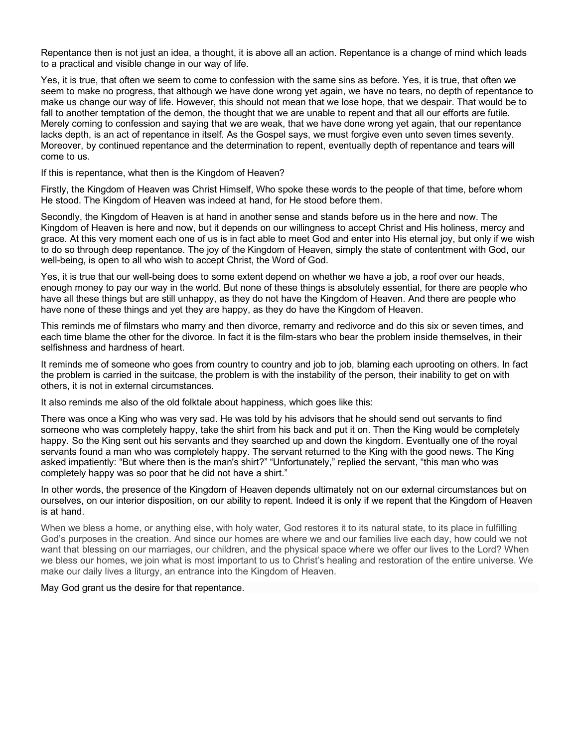Repentance then is not just an idea, a thought, it is above all an action. Repentance is a change of mind which leads to a practical and visible change in our way of life.

Yes, it is true, that often we seem to come to confession with the same sins as before. Yes, it is true, that often we seem to make no progress, that although we have done wrong yet again, we have no tears, no depth of repentance to make us change our way of life. However, this should not mean that we lose hope, that we despair. That would be to fall to another temptation of the demon, the thought that we are unable to repent and that all our efforts are futile. Merely coming to confession and saying that we are weak, that we have done wrong yet again, that our repentance lacks depth, is an act of repentance in itself. As the Gospel says, we must forgive even unto seven times seventy. Moreover, by continued repentance and the determination to repent, eventually depth of repentance and tears will come to us.

If this is repentance, what then is the Kingdom of Heaven?

Firstly, the Kingdom of Heaven was Christ Himself, Who spoke these words to the people of that time, before whom He stood. The Kingdom of Heaven was indeed at hand, for He stood before them.

Secondly, the Kingdom of Heaven is at hand in another sense and stands before us in the here and now. The Kingdom of Heaven is here and now, but it depends on our willingness to accept Christ and His holiness, mercy and grace. At this very moment each one of us is in fact able to meet God and enter into His eternal joy, but only if we wish to do so through deep repentance. The joy of the Kingdom of Heaven, simply the state of contentment with God, our well-being, is open to all who wish to accept Christ, the Word of God.

Yes, it is true that our well-being does to some extent depend on whether we have a job, a roof over our heads, enough money to pay our way in the world. But none of these things is absolutely essential, for there are people who have all these things but are still unhappy, as they do not have the Kingdom of Heaven. And there are people who have none of these things and yet they are happy, as they do have the Kingdom of Heaven.

This reminds me of filmstars who marry and then divorce, remarry and redivorce and do this six or seven times, and each time blame the other for the divorce. In fact it is the film-stars who bear the problem inside themselves, in their selfishness and hardness of heart.

It reminds me of someone who goes from country to country and job to job, blaming each uprooting on others. In fact the problem is carried in the suitcase, the problem is with the instability of the person, their inability to get on with others, it is not in external circumstances.

It also reminds me also of the old folktale about happiness, which goes like this:

There was once a King who was very sad. He was told by his advisors that he should send out servants to find someone who was completely happy, take the shirt from his back and put it on. Then the King would be completely happy. So the King sent out his servants and they searched up and down the kingdom. Eventually one of the royal servants found a man who was completely happy. The servant returned to the King with the good news. The King asked impatiently: "But where then is the man's shirt?" "Unfortunately," replied the servant, "this man who was completely happy was so poor that he did not have a shirt."

In other words, the presence of the Kingdom of Heaven depends ultimately not on our external circumstances but on ourselves, on our interior disposition, on our ability to repent. Indeed it is only if we repent that the Kingdom of Heaven is at hand.

When we bless a home, or anything else, with holy water, God restores it to its natural state, to its place in fulfilling God's purposes in the creation. And since our homes are where we and our families live each day, how could we not want that blessing on our marriages, our children, and the physical space where we offer our lives to the Lord? When we bless our homes, we join what is most important to us to Christ's healing and restoration of the entire universe. We make our daily lives a liturgy, an entrance into the Kingdom of Heaven.

May God grant us the desire for that repentance.